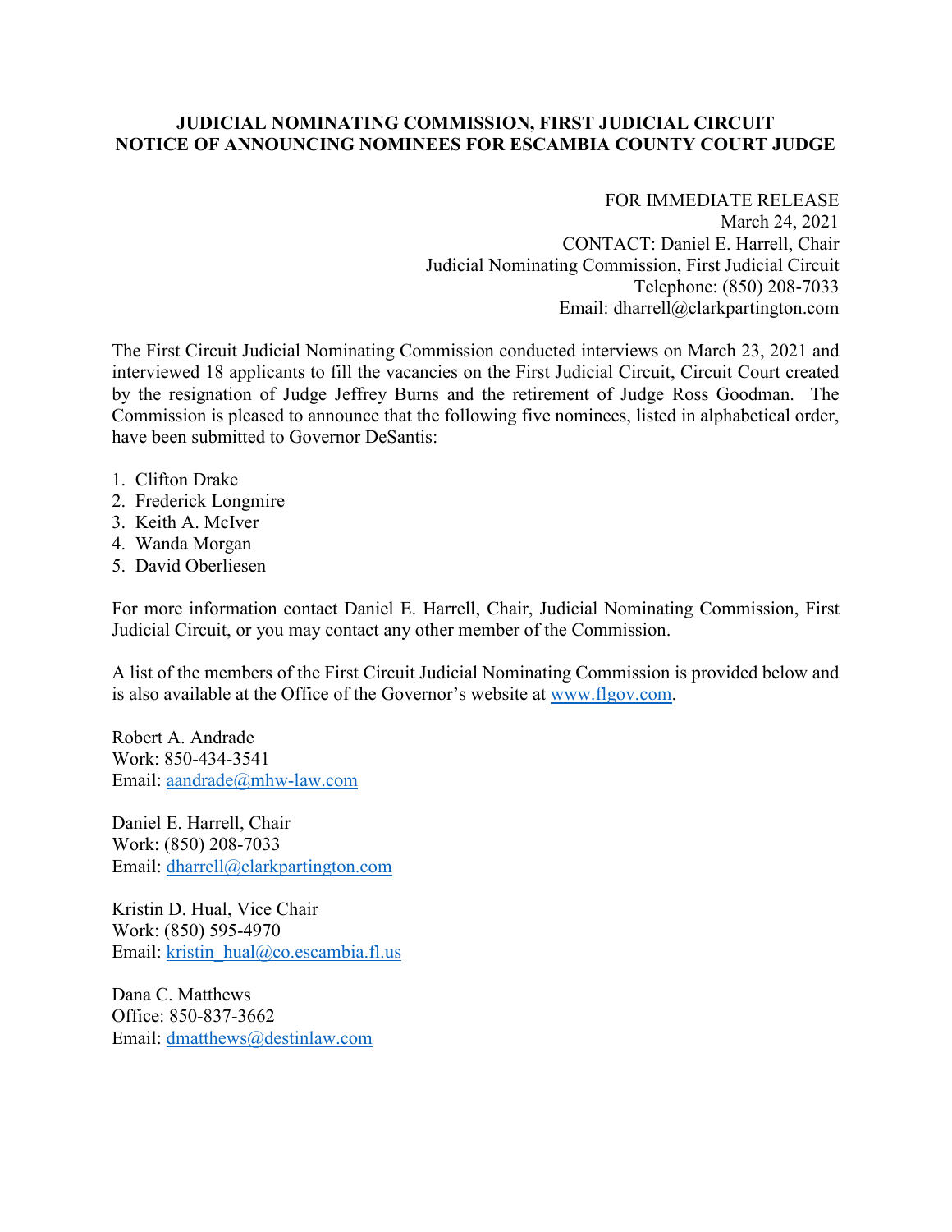**JUDICIAL NOMINATING COMMISSION, FIRST JUDICIAL CIRCUIT**
**NOTICE OF ANNOUNCING NOMINEES FOR ESCAMBIA COUNTY COURT JUDGE**

FOR IMMEDIATE RELEASE
March 24, 2021
CONTACT: Daniel E. Harrell, Chair
Judicial Nominating Commission, First Judicial Circuit
Telephone: (850) 208-7033
Email: dharrell@clarkpartington.com

The First Circuit Judicial Nominating Commission conducted interviews on March 23, 2021 and interviewed 18 applicants to fill the vacancies on the First Judicial Circuit, Circuit Court created by the resignation of Judge Jeffrey Burns and the retirement of Judge Ross Goodman. The Commission is pleased to announce that the following five nominees, listed in alphabetical order, have been submitted to Governor DeSantis:

1. Clifton Drake
2. Frederick Longmire
3. Keith A. McIver
4. Wanda Morgan
5. David Oberliesen

For more information contact Daniel E. Harrell, Chair, Judicial Nominating Commission, First Judicial Circuit, or you may contact any other member of the Commission.

A list of the members of the First Circuit Judicial Nominating Commission is provided below and is also available at the Office of the Governor's website at www.flgov.com.

Robert A. Andrade
Work: 850-434-3541
Email: aandrade@mhw-law.com

Daniel E. Harrell, Chair
Work: (850) 208-7033
Email: dharrell@clarkpartington.com

Kristin D. Hual, Vice Chair
Work: (850) 595-4970
Email: kristin_hual@co.escambia.fl.us

Dana C. Matthews
Office: 850-837-3662
Email: dmatthews@destinlaw.com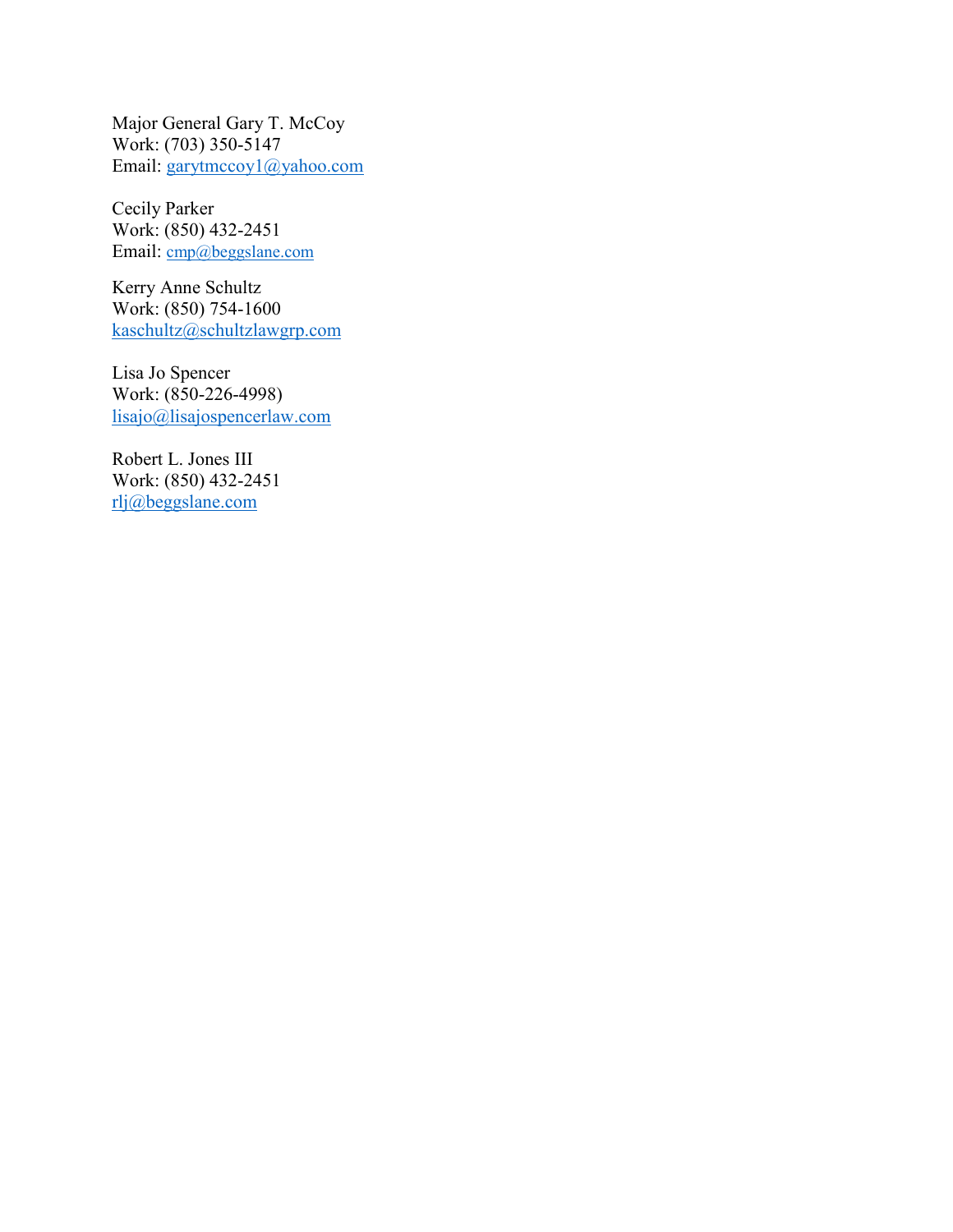Major General Gary T. McCoy
Work: (703) 350-5147
Email: garytmccoy1@yahoo.com

Cecily Parker
Work: (850) 432-2451
Email: cmp@beggslane.com

Kerry Anne Schultz
Work: (850) 754-1600
kaschultz@schultzlawgrp.com

Lisa Jo Spencer
Work: (850-226-4998)
lisajo@lisajospencerlaw.com

Robert L. Jones III
Work: (850) 432-2451
rlj@beggslane.com